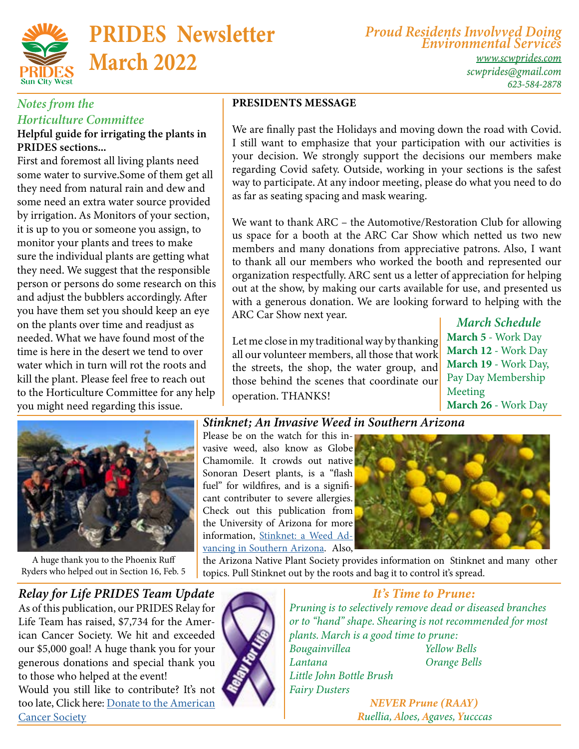# PRIDES Newsletter March 2022

*Proud Residents Involvved Doing Environmental Services*

*www.scwprides.com*
*scwprides@gmail.com*
*623-584-2878*

## *Notes from the Horticulture Committee*

**Helpful guide for irrigating the plants in PRIDES sections...**

First and foremost all living plants need some water to survive.Some of them get all they need from natural rain and dew and some need an extra water source provided by irrigation. As Monitors of your section, it is up to you or someone you assign, to monitor your plants and trees to make sure the individual plants are getting what they need. We suggest that the responsible person or persons do some research on this and adjust the bubblers accordingly. After you have them set you should keep an eye on the plants over time and readjust as needed. What we have found most of the time is here in the desert we tend to over water which in turn will rot the roots and kill the plant. Please feel free to reach out to the Horticulture Committee for any help you might need regarding this issue.

## PRESIDENTS MESSAGE

We are finally past the Holidays and moving down the road with Covid. I still want to emphasize that your participation with our activities is your decision. We strongly support the decisions our members make regarding Covid safety. Outside, working in your sections is the safest way to participate. At any indoor meeting, please do what you need to do as far as seating spacing and mask wearing.

We want to thank ARC – the Automotive/Restoration Club for allowing us space for a booth at the ARC Car Show which netted us two new members and many donations from appreciative patrons. Also, I want to thank all our members who worked the booth and represented our organization respectfully. ARC sent us a letter of appreciation for helping out at the show, by making our carts available for use, and presented us with a generous donation. We are looking forward to helping with the ARC Car Show next year.

Let me close in my traditional way by thanking all our volunteer members, all those that work the streets, the shop, the water group, and those behind the scenes that coordinate our operation. THANKS!

## *March Schedule*

**March 5** - Work Day
**March 12** - Work Day
**March 19** - Work Day, Pay Day Membership Meeting
**March 26** - Work Day

A huge thank you to the Phoenix Ruff Ryders who helped out in Section 16, Feb. 5

## *Stinknet; An Invasive Weed in Southern Arizona*

Please be on the watch for this invasive weed, also know as Globe Chamomile. It crowds out native Sonoran Desert plants, is a "flash fuel" for wildfires, and is a significant contributer to severe allergies. Check out this publication from the University of Arizona for more information, [Stinknet: a Weed Advancing in Southern Arizona](). Also, the Arizona Native Plant Society provides information on Stinknet and many other topics. Pull Stinknet out by the roots and bag it to control it's spread.

## *Relay for Life PRIDES Team Update*

As of this publication, our PRIDES Relay for Life Team has raised, $7,734 for the American Cancer Society. We hit and exceeded our $5,000 goal! A huge thank you for your generous donations and special thank you to those who helped at the event!

Would you still like to contribute? It's not too late, Click here: [Donate to the American Cancer Society]()

## *It's Time to Prune:*

*Pruning is to selectively remove dead or diseased branches or to "hand" shape. Shearing is not recommended for most plants. March is a good time to prune:*

*Bougainvillea*
*Lantana*
*Little John Bottle Brush*
*Fairy Dusters*
*Yellow Bells*
*Orange Bells*

***NEVER Prune (RAAY)***

***R**uellia, **A**loes, **A**gaves, **Y**ucccas*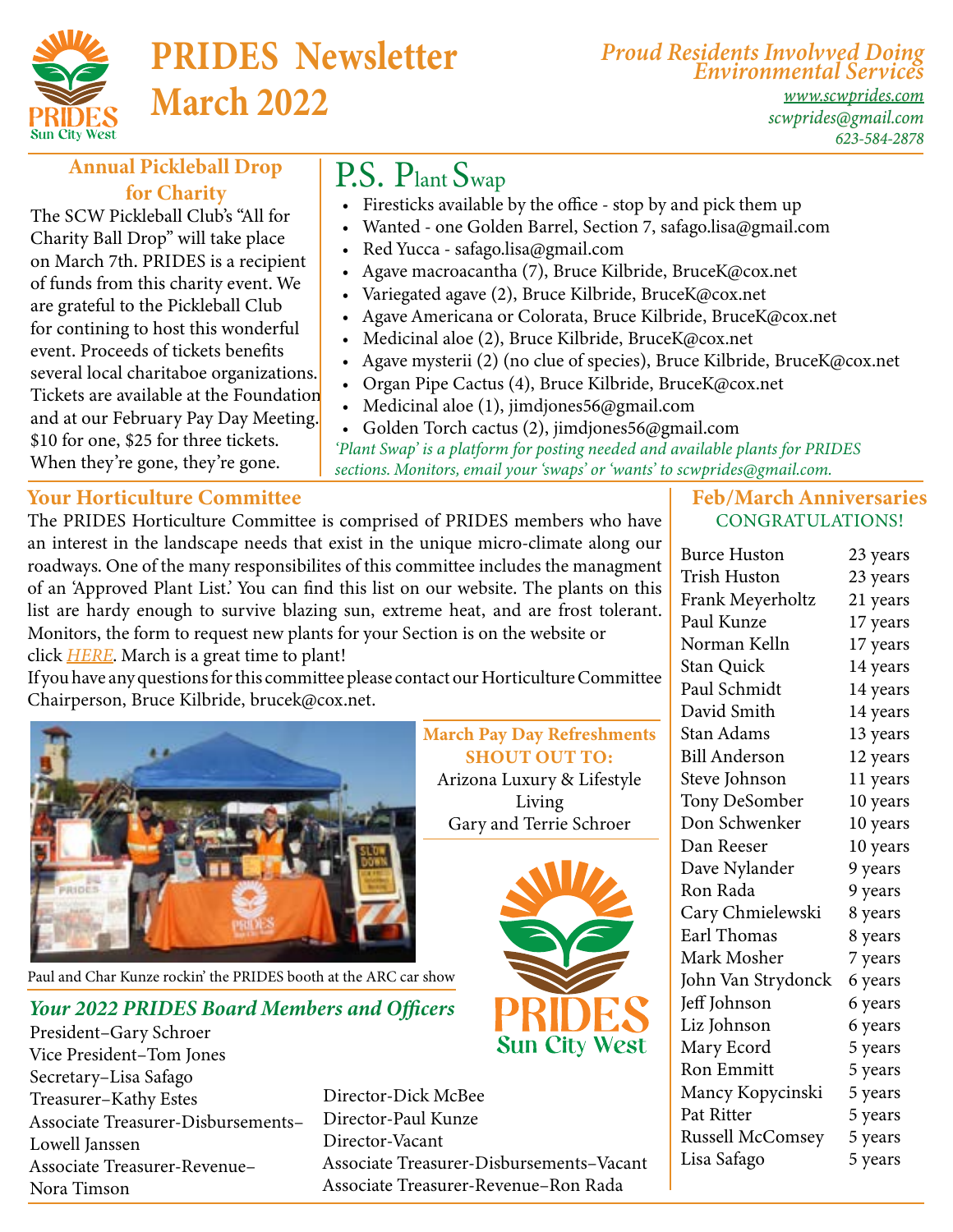# PRIDES Newsletter March 2022

*Proud Residents Involvved Doing Environmental Services*
*www.scwprides.com*
*scwprides@gmail.com*
*623-584-2878*

## Annual Pickleball Drop for Charity

The SCW Pickleball Club's "All for Charity Ball Drop" will take place on March 7th. PRIDES is a recipient of funds from this charity event. We are grateful to the Pickleball Club for contining to host this wonderful event. Proceeds of tickets benefits several local charitaboe organizations. Tickets are available at the Foundation and at our February Pay Day Meeting. $10 for one, $25 for three tickets. When they're gone, they're gone.

## P.S. Plant Swap

- Firesticks available by the office - stop by and pick them up
- Wanted - one Golden Barrel, Section 7, safago.lisa@gmail.com
- Red Yucca - safago.lisa@gmail.com
- Agave macroacantha (7), Bruce Kilbride, BruceK@cox.net
- Variegated agave (2), Bruce Kilbride, BruceK@cox.net
- Agave Americana or Colorata, Bruce Kilbride, BruceK@cox.net
- Medicinal aloe (2), Bruce Kilbride, BruceK@cox.net
- Agave mysterii (2) (no clue of species), Bruce Kilbride, BruceK@cox.net
- Organ Pipe Cactus (4), Bruce Kilbride, BruceK@cox.net
- Medicinal aloe (1), jimdjones56@gmail.com
- Golden Torch cactus (2), jimdjones56@gmail.com

*'Plant Swap' is a platform for posting needed and available plants for PRIDES sections. Monitors, email your 'swaps' or 'wants' to scwprides@gmail.com.*

## Your Horticulture Committee

The PRIDES Horticulture Committee is comprised of PRIDES members who have an interest in the landscape needs that exist in the unique micro-climate along our roadways. One of the many responsibilites of this committee includes the managment of an 'Approved Plant List.' You can find this list on our website. The plants on this list are hardy enough to survive blazing sun, extreme heat, and are frost tolerant. Monitors, the form to request new plants for your Section is on the website or click *HERE*. March is a great time to plant!

If you have any questions for this committee please contact our Horticulture Committee Chairperson, Bruce Kilbride, brucek@cox.net.

Paul and Char Kunze rockin' the PRIDES booth at the ARC car show

## March Pay Day Refreshments SHOUT OUT TO:

Arizona Luxury & Lifestyle Living
Gary and Terrie Schroer

## *Your 2022 PRIDES Board Members and Officers*

President–Gary Schroer
Vice President–Tom Jones
Secretary–Lisa Safago
Treasurer–Kathy Estes
Associate Treasurer-Disbursements–Lowell Janssen
Associate Treasurer-Revenue–Nora Timson
Director-Dick McBee
Director-Paul Kunze
Director-Vacant
Associate Treasurer-Disbursements–Vacant
Associate Treasurer-Revenue–Ron Rada

## Feb/March Anniversaries

CONGRATULATIONS!

| | |
|---|---|
| Burce Huston | 23 years |
| Trish Huston | 23 years |
| Frank Meyerholtz | 21 years |
| Paul Kunze | 17 years |
| Norman Kelln | 17 years |
| Stan Quick | 14 years |
| Paul Schmidt | 14 years |
| David Smith | 14 years |
| Stan Adams | 13 years |
| Bill Anderson | 12 years |
| Steve Johnson | 11 years |
| Tony DeSomber | 10 years |
| Don Schwenker | 10 years |
| Dan Reeser | 10 years |
| Dave Nylander | 9 years |
| Ron Rada | 9 years |
| Cary Chmielewski | 8 years |
| Earl Thomas | 8 years |
| Mark Mosher | 7 years |
| John Van Strydonck | 6 years |
| Jeff Johnson | 6 years |
| Liz Johnson | 6 years |
| Mary Ecord | 5 years |
| Ron Emmitt | 5 years |
| Mancy Kopycinski | 5 years |
| Pat Ritter | 5 years |
| Russell McComsey | 5 years |
| Lisa Safago | 5 years |